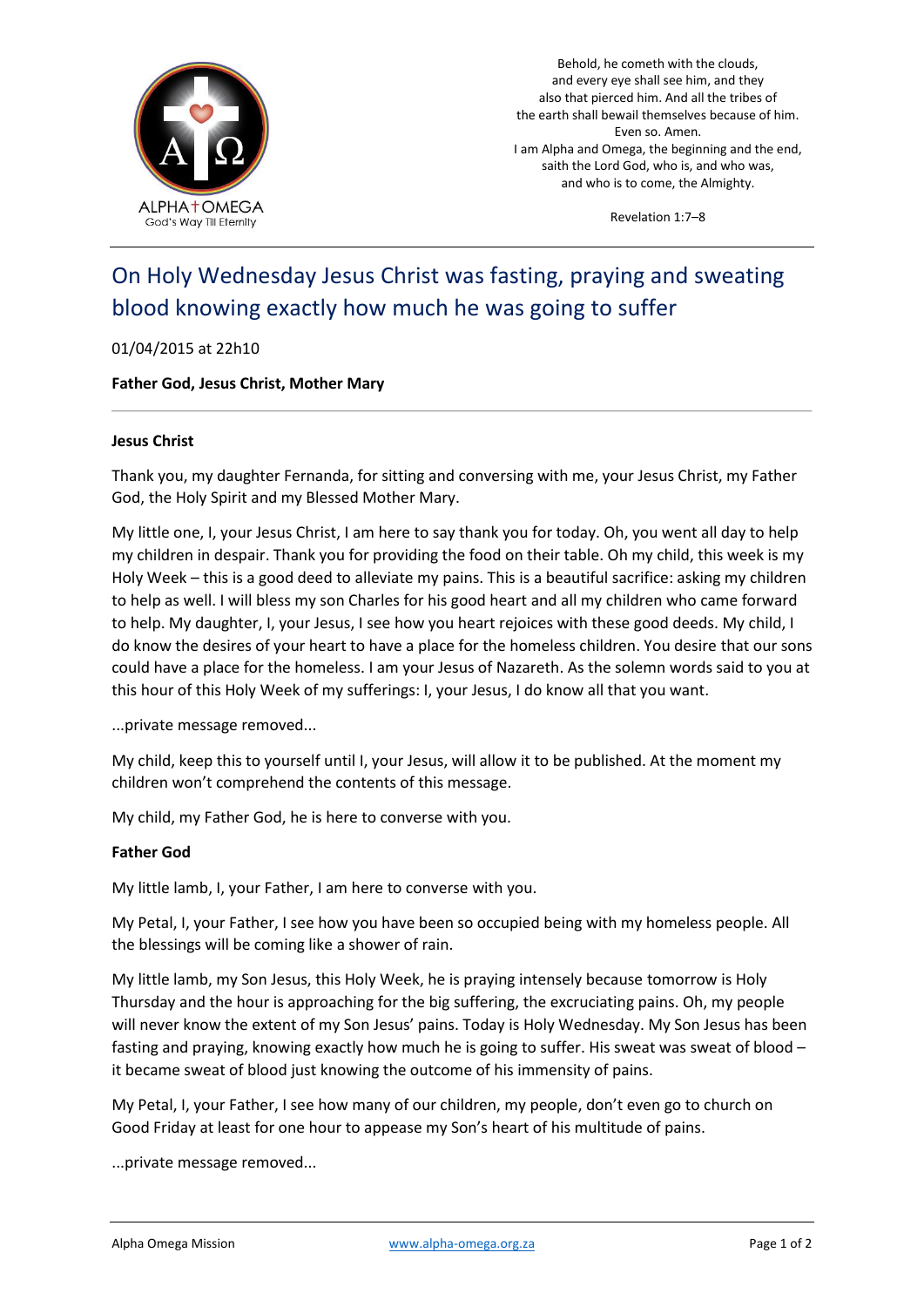ALPHA † OMEGA
God's Way Till Eternity

Behold, he cometh with the clouds,
and every eye shall see him, and they
also that pierced him. And all the tribes of
the earth shall bewail themselves because of him.
Even so. Amen.
I am Alpha and Omega, the beginning and the end,
saith the Lord God, who is, and who was,
and who is to come, the Almighty.

Revelation 1:7–8

# On Holy Wednesday Jesus Christ was fasting, praying and sweating blood knowing exactly how much he was going to suffer

01/04/2015 at 22h10

**Father God, Jesus Christ, Mother Mary**

---

**Jesus Christ**

Thank you, my daughter Fernanda, for sitting and conversing with me, your Jesus Christ, my Father God, the Holy Spirit and my Blessed Mother Mary.

My little one, I, your Jesus Christ, I am here to say thank you for today. Oh, you went all day to help my children in despair. Thank you for providing the food on their table. Oh my child, this week is my Holy Week – this is a good deed to alleviate my pains. This is a beautiful sacrifice: asking my children to help as well. I will bless my son Charles for his good heart and all my children who came forward to help. My daughter, I, your Jesus, I see how you heart rejoices with these good deeds. My child, I do know the desires of your heart to have a place for the homeless children. You desire that our sons could have a place for the homeless. I am your Jesus of Nazareth. As the solemn words said to you at this hour of this Holy Week of my sufferings: I, your Jesus, I do know all that you want.

...private message removed...

My child, keep this to yourself until I, your Jesus, will allow it to be published. At the moment my children won't comprehend the contents of this message.

My child, my Father God, he is here to converse with you.

**Father God**

My little lamb, I, your Father, I am here to converse with you.

My Petal, I, your Father, I see how you have been so occupied being with my homeless people. All the blessings will be coming like a shower of rain.

My little lamb, my Son Jesus, this Holy Week, he is praying intensely because tomorrow is Holy Thursday and the hour is approaching for the big suffering, the excruciating pains. Oh, my people will never know the extent of my Son Jesus' pains. Today is Holy Wednesday. My Son Jesus has been fasting and praying, knowing exactly how much he is going to suffer. His sweat was sweat of blood – it became sweat of blood just knowing the outcome of his immensity of pains.

My Petal, I, your Father, I see how many of our children, my people, don't even go to church on Good Friday at least for one hour to appease my Son's heart of his multitude of pains.

...private message removed...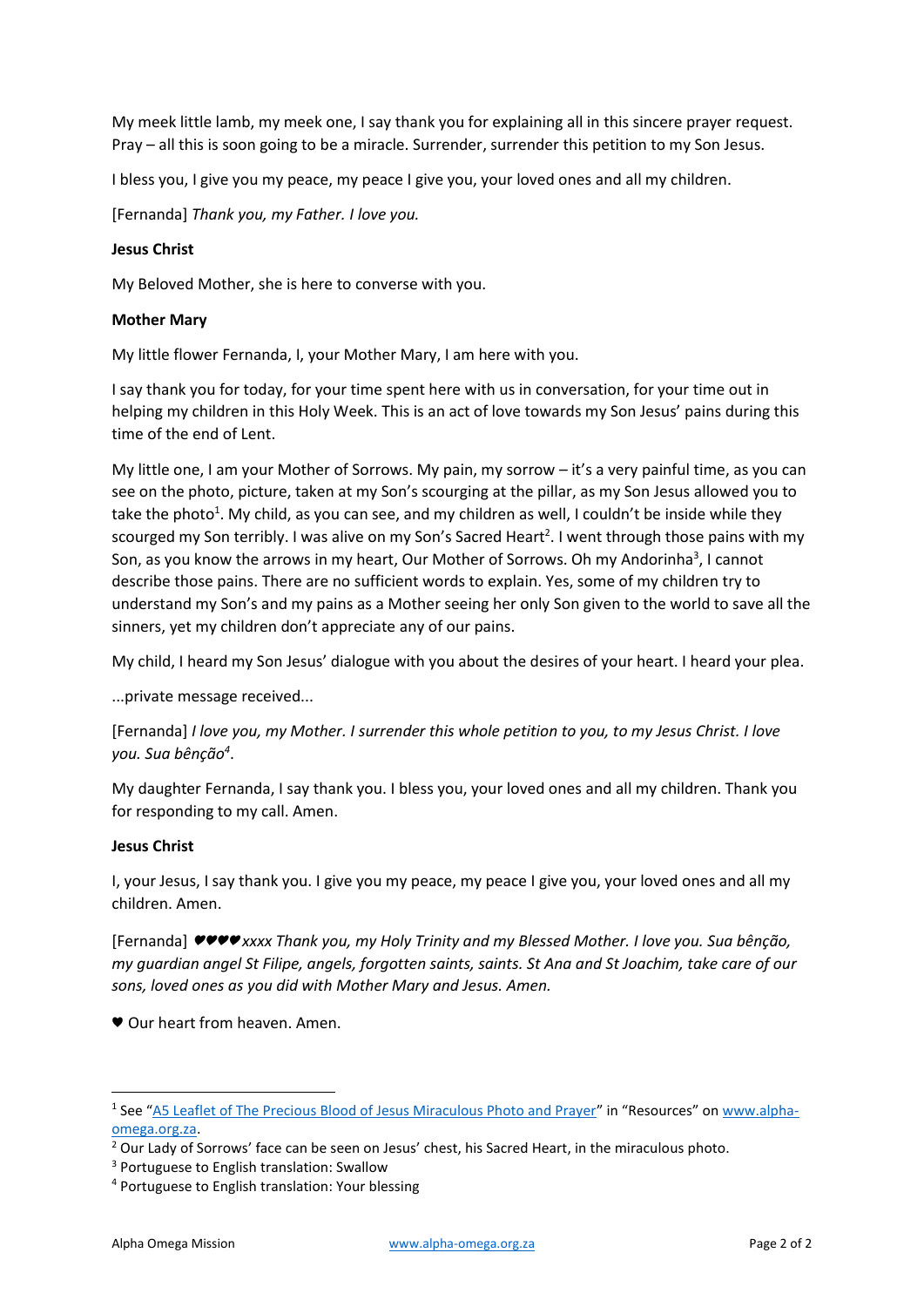My meek little lamb, my meek one, I say thank you for explaining all in this sincere prayer request. Pray – all this is soon going to be a miracle. Surrender, surrender this petition to my Son Jesus.

I bless you, I give you my peace, my peace I give you, your loved ones and all my children.

[Fernanda] *Thank you, my Father. I love you.*

**Jesus Christ**

My Beloved Mother, she is here to converse with you.

**Mother Mary**

My little flower Fernanda, I, your Mother Mary, I am here with you.

I say thank you for today, for your time spent here with us in conversation, for your time out in helping my children in this Holy Week. This is an act of love towards my Son Jesus' pains during this time of the end of Lent.

My little one, I am your Mother of Sorrows. My pain, my sorrow – it's a very painful time, as you can see on the photo, picture, taken at my Son's scourging at the pillar, as my Son Jesus allowed you to take the photo[1]. My child, as you can see, and my children as well, I couldn't be inside while they scourged my Son terribly. I was alive on my Son's Sacred Heart[2]. I went through those pains with my Son, as you know the arrows in my heart, Our Mother of Sorrows. Oh my Andorinha[3], I cannot describe those pains. There are no sufficient words to explain. Yes, some of my children try to understand my Son's and my pains as a Mother seeing her only Son given to the world to save all the sinners, yet my children don't appreciate any of our pains.

My child, I heard my Son Jesus' dialogue with you about the desires of your heart. I heard your plea.

...private message received...

[Fernanda] *I love you, my Mother. I surrender this whole petition to you, to my Jesus Christ. I love you. Sua bênção*[4].

My daughter Fernanda, I say thank you. I bless you, your loved ones and all my children. Thank you for responding to my call. Amen.

**Jesus Christ**

I, your Jesus, I say thank you. I give you my peace, my peace I give you, your loved ones and all my children. Amen.

[Fernanda] *♥♥♥♥xxxx Thank you, my Holy Trinity and my Blessed Mother. I love you. Sua bênção, my guardian angel St Filipe, angels, forgotten saints, saints. St Ana and St Joachim, take care of our sons, loved ones as you did with Mother Mary and Jesus. Amen.*

♥ Our heart from heaven. Amen.

---

[1] See "A5 Leaflet of The Precious Blood of Jesus Miraculous Photo and Prayer" in "Resources" on www.alpha-omega.org.za.

[2] Our Lady of Sorrows' face can be seen on Jesus' chest, his Sacred Heart, in the miraculous photo.

[3] Portuguese to English translation: Swallow

[4] Portuguese to English translation: Your blessing